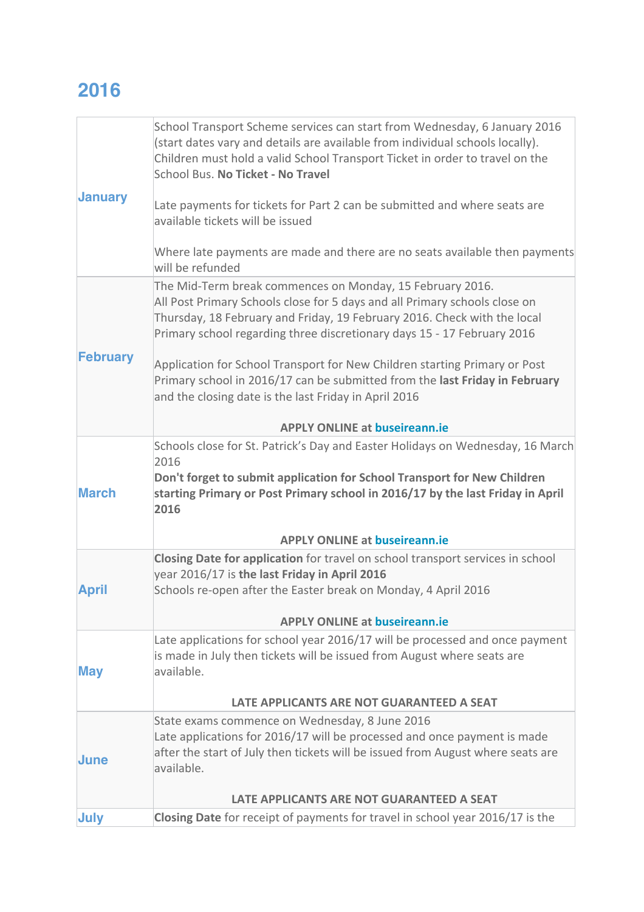# 2016

| | |
|---|---|
| **January** | School Transport Scheme services can start from Wednesday, 6 January 2016 (start dates vary and details are available from individual schools locally). Children must hold a valid School Transport Ticket in order to travel on the School Bus. **No Ticket - No Travel**<br><br>Late payments for tickets for Part 2 can be submitted and where seats are available tickets will be issued<br><br>Where late payments are made and there are no seats available then payments will be refunded |
| **February** | The Mid-Term break commences on Monday, 15 February 2016.<br>All Post Primary Schools close for 5 days and all Primary schools close on Thursday, 18 February and Friday, 19 February 2016. Check with the local Primary school regarding three discretionary days 15 - 17 February 2016<br><br>Application for School Transport for New Children starting Primary or Post Primary school in 2016/17 can be submitted from the **last Friday in February** and the closing date is the last Friday in April 2016<br><br>**APPLY ONLINE at buseireann.ie** |
| **March** | Schools close for St. Patrick's Day and Easter Holidays on Wednesday, 16 March 2016<br>**Don't forget to submit application for School Transport for New Children starting Primary or Post Primary school in 2016/17 by the last Friday in April 2016**<br><br>**APPLY ONLINE at buseireann.ie** |
| **April** | **Closing Date for application** for travel on school transport services in school year 2016/17 is **the last Friday in April 2016**<br>Schools re-open after the Easter break on Monday, 4 April 2016<br><br>**APPLY ONLINE at buseireann.ie** |
| **May** | Late applications for school year 2016/17 will be processed and once payment is made in July then tickets will be issued from August where seats are available.<br><br>**LATE APPLICANTS ARE NOT GUARANTEED A SEAT** |
| **June** | State exams commence on Wednesday, 8 June 2016<br>Late applications for 2016/17 will be processed and once payment is made after the start of July then tickets will be issued from August where seats are available.<br><br>**LATE APPLICANTS ARE NOT GUARANTEED A SEAT** |
| **July** | **Closing Date** for receipt of payments for travel in school year 2016/17 is the |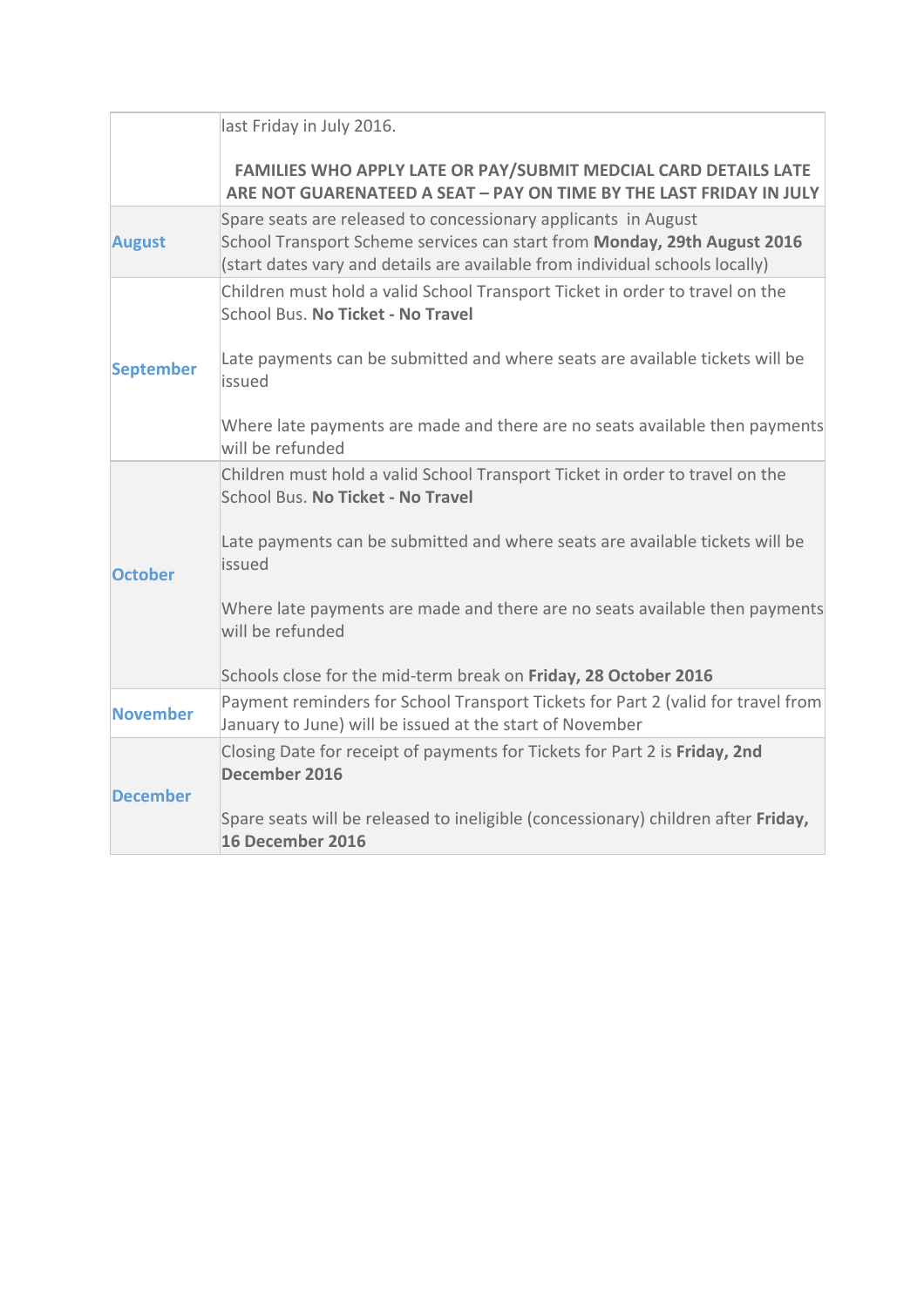| | |
|---|---|
| | last Friday in July 2016.<br><br>**FAMILIES WHO APPLY LATE OR PAY/SUBMIT MEDCIAL CARD DETAILS LATE ARE NOT GUARENATEED A SEAT – PAY ON TIME BY THE LAST FRIDAY IN JULY** |
| **August** | Spare seats are released to concessionary applicants in August<br>School Transport Scheme services can start from **Monday, 29th August 2016** (start dates vary and details are available from individual schools locally) |
| **September** | Children must hold a valid School Transport Ticket in order to travel on the School Bus. **No Ticket - No Travel**<br><br>Late payments can be submitted and where seats are available tickets will be issued<br><br>Where late payments are made and there are no seats available then payments will be refunded |
| **October** | Children must hold a valid School Transport Ticket in order to travel on the School Bus. **No Ticket - No Travel**<br><br>Late payments can be submitted and where seats are available tickets will be issued<br><br>Where late payments are made and there are no seats available then payments will be refunded<br><br>Schools close for the mid-term break on **Friday, 28 October 2016** |
| **November** | Payment reminders for School Transport Tickets for Part 2 (valid for travel from January to June) will be issued at the start of November |
| **December** | Closing Date for receipt of payments for Tickets for Part 2 is **Friday, 2nd December 2016**<br><br>Spare seats will be released to ineligible (concessionary) children after **Friday, 16 December 2016** |